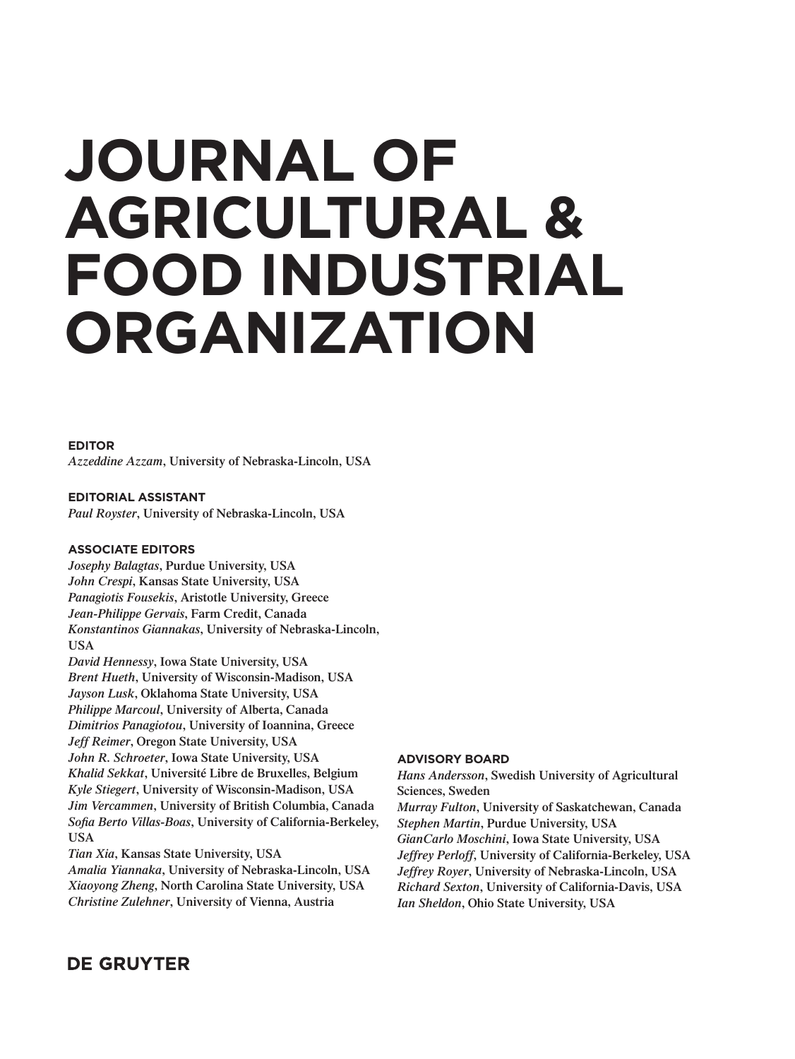# JOURNAL OF AGRICULTURAL & FOOD INDUSTRIAL ORGANIZATION

**EDITOR**
*Azzeddine Azzam*, University of Nebraska-Lincoln, USA

**EDITORIAL ASSISTANT**
*Paul Royster*, University of Nebraska-Lincoln, USA

**ASSOCIATE EDITORS**
*Josephy Balagtas*, Purdue University, USA
*John Crespi*, Kansas State University, USA
*Panagiotis Fousekis*, Aristotle University, Greece
*Jean-Philippe Gervais*, Farm Credit, Canada
*Konstantinos Giannakas*, University of Nebraska-Lincoln, USA
*David Hennessy*, Iowa State University, USA
*Brent Hueth*, University of Wisconsin-Madison, USA
*Jayson Lusk*, Oklahoma State University, USA
*Philippe Marcoul*, University of Alberta, Canada
*Dimitrios Panagiotou*, University of Ioannina, Greece
*Jeff Reimer*, Oregon State University, USA
*John R. Schroeter*, Iowa State University, USA
*Khalid Sekkat*, Université Libre de Bruxelles, Belgium
*Kyle Stiegert*, University of Wisconsin-Madison, USA
*Jim Vercammen*, University of British Columbia, Canada
*Sofia Berto Villas-Boas*, University of California-Berkeley, USA
*Tian Xia*, Kansas State University, USA
*Amalia Yiannaka*, University of Nebraska-Lincoln, USA
*Xiaoyong Zheng*, North Carolina State University, USA
*Christine Zulehner*, University of Vienna, Austria

**ADVISORY BOARD**
*Hans Andersson*, Swedish University of Agricultural Sciences, Sweden
*Murray Fulton*, University of Saskatchewan, Canada
*Stephen Martin*, Purdue University, USA
*GianCarlo Moschini*, Iowa State University, USA
*Jeffrey Perloff*, University of California-Berkeley, USA
*Jeffrey Royer*, University of Nebraska-Lincoln, USA
*Richard Sexton*, University of California-Davis, USA
*Ian Sheldon*, Ohio State University, USA

**DE GRUYTER**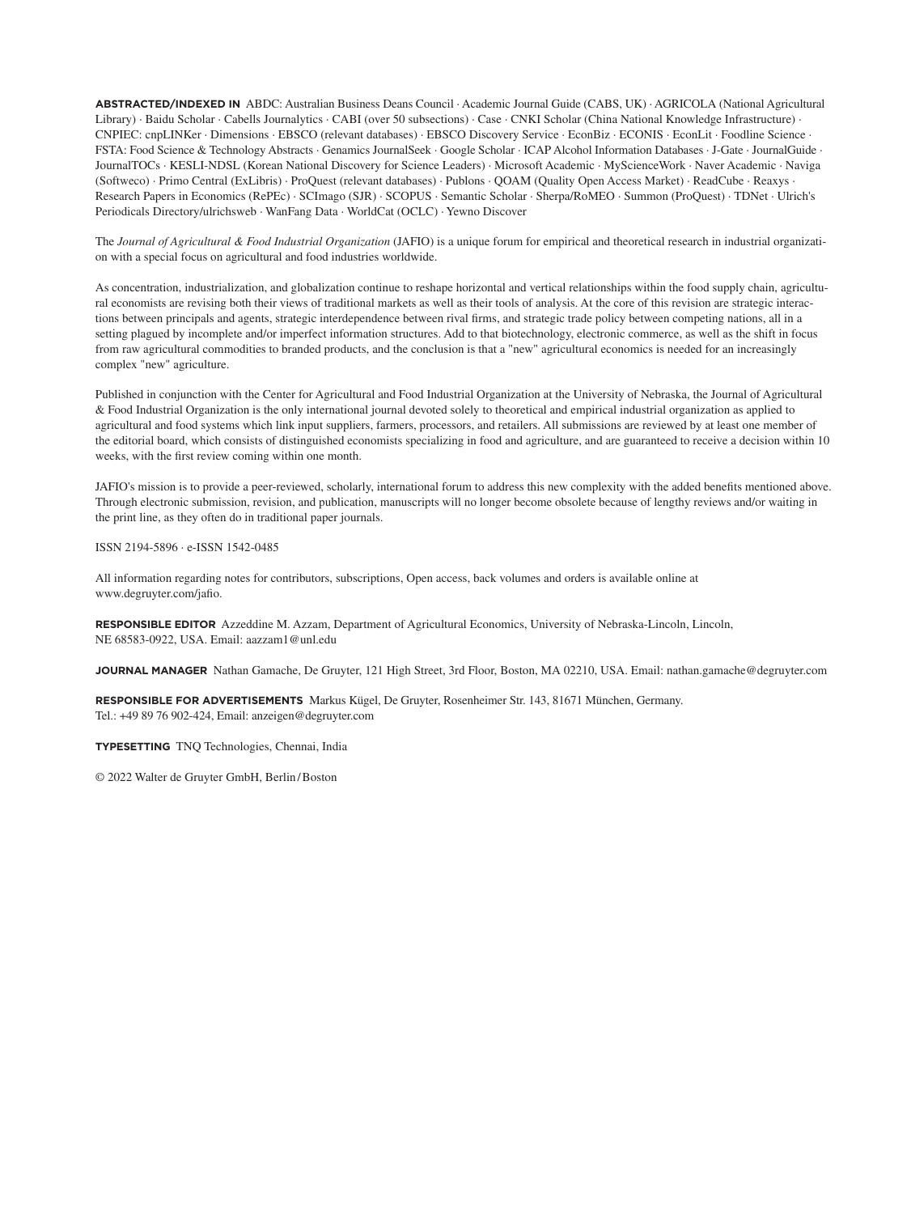**ABSTRACTED/INDEXED IN** ABDC: Australian Business Deans Council · Academic Journal Guide (CABS, UK) · AGRICOLA (National Agricultural Library) · Baidu Scholar · Cabells Journalytics · CABI (over 50 subsections) · Case · CNKI Scholar (China National Knowledge Infrastructure) · CNPIEC: cnpLINKer · Dimensions · EBSCO (relevant databases) · EBSCO Discovery Service · EconBiz · ECONIS · EconLit · Foodline Science · FSTA: Food Science & Technology Abstracts · Genamics JournalSeek · Google Scholar · ICAP Alcohol Information Databases · J-Gate · JournalGuide · JournalTOCs · KESLI-NDSL (Korean National Discovery for Science Leaders) · Microsoft Academic · MyScienceWork · Naver Academic · Naviga (Softweco) · Primo Central (ExLibris) · ProQuest (relevant databases) · Publons · QOAM (Quality Open Access Market) · ReadCube · Reaxys · Research Papers in Economics (RePEc) · SCImago (SJR) · SCOPUS · Semantic Scholar · Sherpa/RoMEO · Summon (ProQuest) · TDNet · Ulrich's Periodicals Directory/ulrichsweb · WanFang Data · WorldCat (OCLC) · Yewno Discover

The *Journal of Agricultural & Food Industrial Organization* (JAFIO) is a unique forum for empirical and theoretical research in industrial organization with a special focus on agricultural and food industries worldwide.

As concentration, industrialization, and globalization continue to reshape horizontal and vertical relationships within the food supply chain, agricultural economists are revising both their views of traditional markets as well as their tools of analysis. At the core of this revision are strategic interactions between principals and agents, strategic interdependence between rival firms, and strategic trade policy between competing nations, all in a setting plagued by incomplete and/or imperfect information structures. Add to that biotechnology, electronic commerce, as well as the shift in focus from raw agricultural commodities to branded products, and the conclusion is that a "new" agricultural economics is needed for an increasingly complex "new" agriculture.

Published in conjunction with the Center for Agricultural and Food Industrial Organization at the University of Nebraska, the Journal of Agricultural & Food Industrial Organization is the only international journal devoted solely to theoretical and empirical industrial organization as applied to agricultural and food systems which link input suppliers, farmers, processors, and retailers. All submissions are reviewed by at least one member of the editorial board, which consists of distinguished economists specializing in food and agriculture, and are guaranteed to receive a decision within 10 weeks, with the first review coming within one month.

JAFIO's mission is to provide a peer-reviewed, scholarly, international forum to address this new complexity with the added benefits mentioned above. Through electronic submission, revision, and publication, manuscripts will no longer become obsolete because of lengthy reviews and/or waiting in the print line, as they often do in traditional paper journals.

ISSN 2194-5896 · e-ISSN 1542-0485

All information regarding notes for contributors, subscriptions, Open access, back volumes and orders is available online at www.degruyter.com/jafio.

**RESPONSIBLE EDITOR** Azzeddine M. Azzam, Department of Agricultural Economics, University of Nebraska-Lincoln, Lincoln, NE 68583-0922, USA. Email: aazzam1@unl.edu

**JOURNAL MANAGER** Nathan Gamache, De Gruyter, 121 High Street, 3rd Floor, Boston, MA 02210, USA. Email: nathan.gamache@degruyter.com

**RESPONSIBLE FOR ADVERTISEMENTS** Markus Kügel, De Gruyter, Rosenheimer Str. 143, 81671 München, Germany. Tel.: +49 89 76 902-424, Email: anzeigen@degruyter.com

**TYPESETTING** TNQ Technologies, Chennai, India

© 2022 Walter de Gruyter GmbH, Berlin/Boston